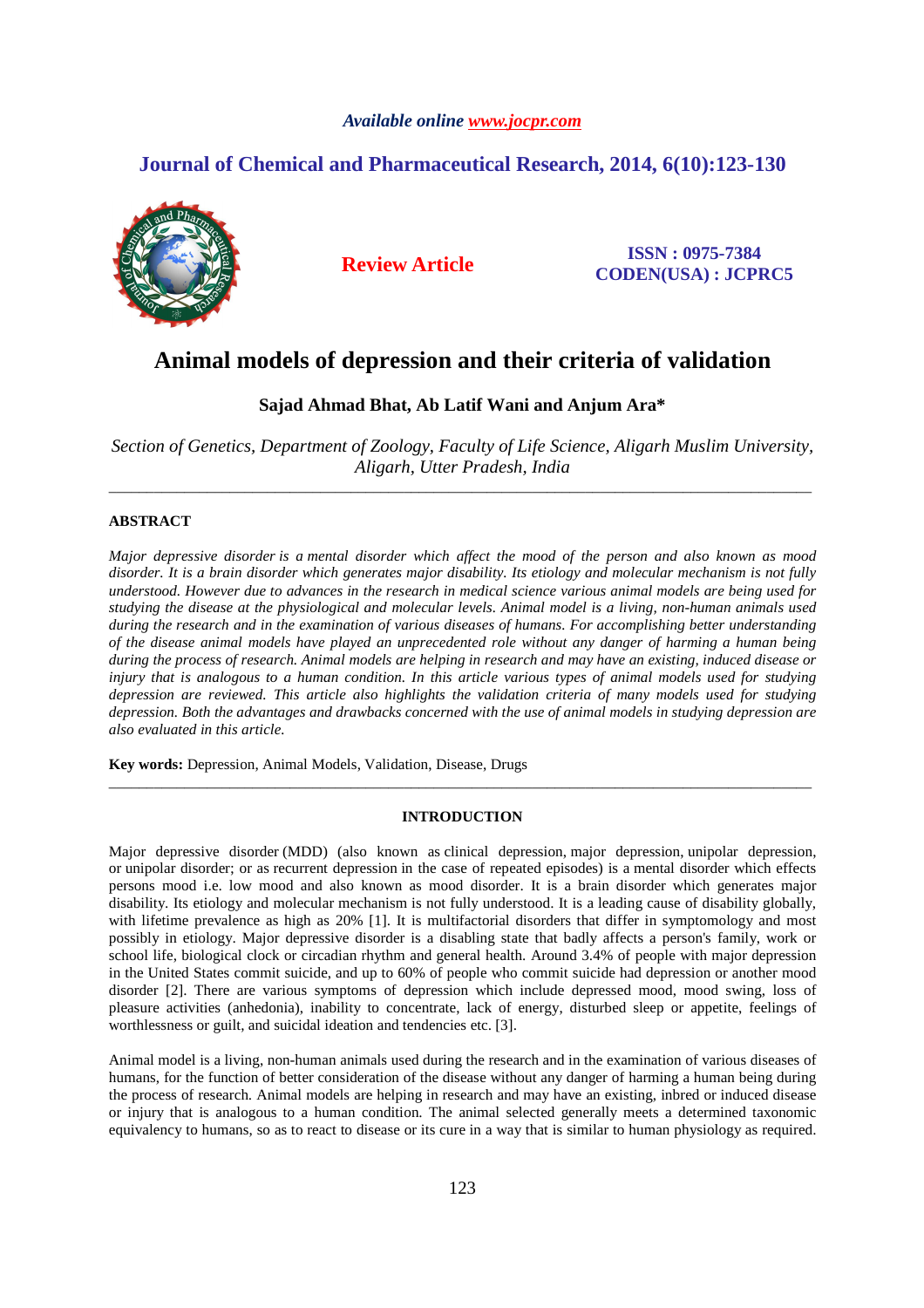*Available online www.jocpr.com*

## Journal of Chemical and Pharmaceutical Research, 2014, 6(10):123-130

**Review Article**

**ISSN : 0975-7384**
**CODEN(USA) : JCPRC5**

# Animal models of depression and their criteria of validation

**Sajad Ahmad Bhat, Ab Latif Wani and Anjum Ara***

*Section of Genetics, Department of Zoology, Faculty of Life Science, Aligarh Muslim University, Aligarh, Utter Pradesh, India*

---

**ABSTRACT**

*Major depressive disorder is a mental disorder which affect the mood of the person and also known as mood disorder. It is a brain disorder which generates major disability. Its etiology and molecular mechanism is not fully understood. However due to advances in the research in medical science various animal models are being used for studying the disease at the physiological and molecular levels. Animal model is a living, non-human animals used during the research and in the examination of various diseases of humans. For accomplishing better understanding of the disease animal models have played an unprecedented role without any danger of harming a human being during the process of research. Animal models are helping in research and may have an existing, induced disease or injury that is analogous to a human condition. In this article various types of animal models used for studying depression are reviewed. This article also highlights the validation criteria of many models used for studying depression. Both the advantages and drawbacks concerned with the use of animal models in studying depression are also evaluated in this article.*

**Key words:** Depression, Animal Models, Validation, Disease, Drugs

---

## INTRODUCTION

Major depressive disorder (MDD) (also known as clinical depression, major depression, unipolar depression, or unipolar disorder; or as recurrent depression in the case of repeated episodes) is a mental disorder which effects persons mood i.e. low mood and also known as mood disorder. It is a brain disorder which generates major disability. Its etiology and molecular mechanism is not fully understood. It is a leading cause of disability globally, with lifetime prevalence as high as 20% [1]. It is multifactorial disorders that differ in symptomology and most possibly in etiology. Major depressive disorder is a disabling state that badly affects a person's family, work or school life, biological clock or circadian rhythm and general health. Around 3.4% of people with major depression in the United States commit suicide, and up to 60% of people who commit suicide had depression or another mood disorder [2]. There are various symptoms of depression which include depressed mood, mood swing, loss of pleasure activities (anhedonia), inability to concentrate, lack of energy, disturbed sleep or appetite, feelings of worthlessness or guilt, and suicidal ideation and tendencies etc. [3].

Animal model is a living, non-human animals used during the research and in the examination of various diseases of humans, for the function of better consideration of the disease without any danger of harming a human being during the process of research. Animal models are helping in research and may have an existing, inbred or induced disease or injury that is analogous to a human condition. The animal selected generally meets a determined taxonomic equivalency to humans, so as to react to disease or its cure in a way that is similar to human physiology as required.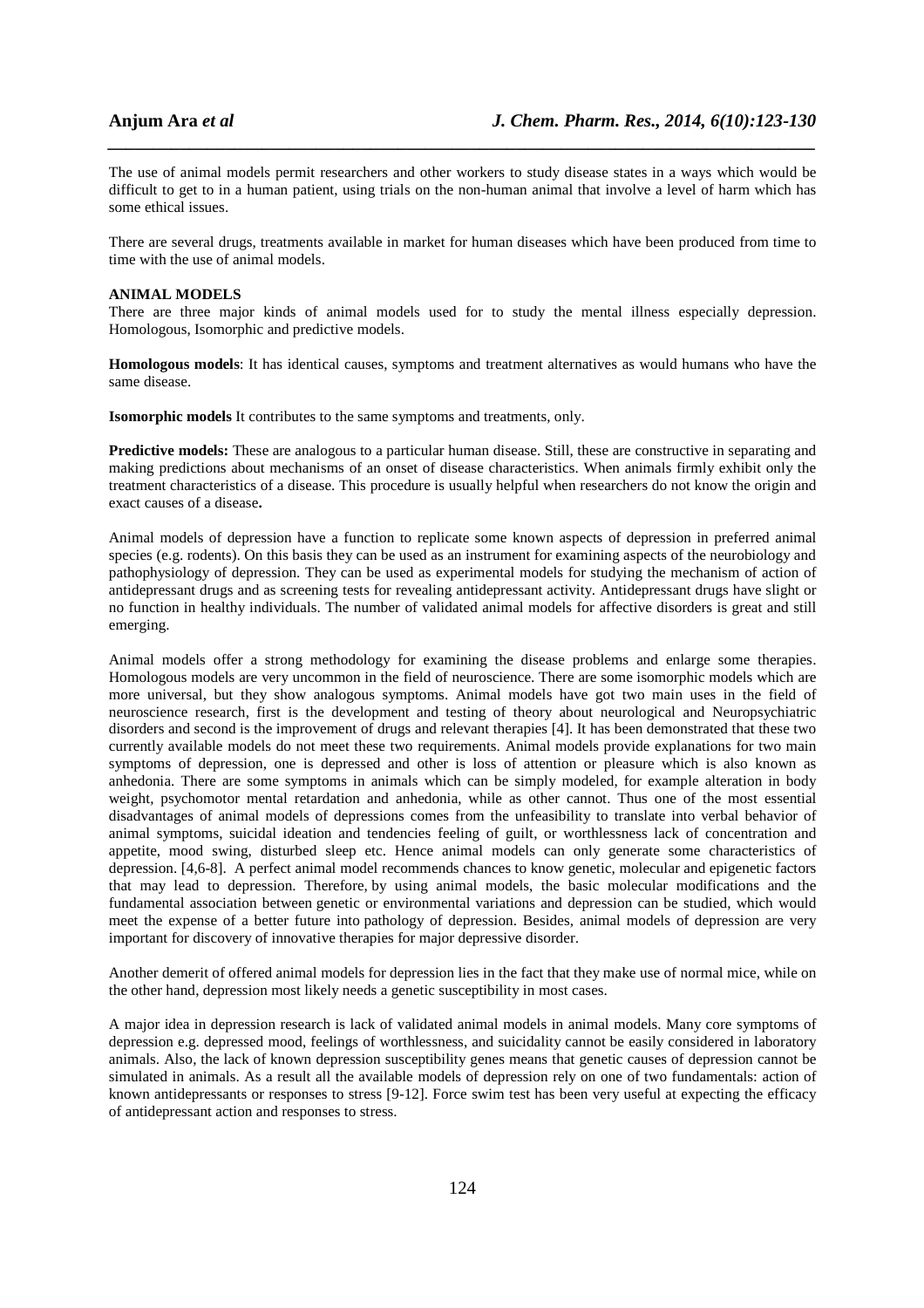The use of animal models permit researchers and other workers to study disease states in a ways which would be difficult to get to in a human patient, using trials on the non-human animal that involve a level of harm which has some ethical issues.

There are several drugs, treatments available in market for human diseases which have been produced from time to time with the use of animal models.

## ANIMAL MODELS

There are three major kinds of animal models used for to study the mental illness especially depression. Homologous, Isomorphic and predictive models.

**Homologous models**: It has identical causes, symptoms and treatment alternatives as would humans who have the same disease.

**Isomorphic models** It contributes to the same symptoms and treatments, only.

**Predictive models:** These are analogous to a particular human disease. Still, these are constructive in separating and making predictions about mechanisms of an onset of disease characteristics. When animals firmly exhibit only the treatment characteristics of a disease. This procedure is usually helpful when researchers do not know the origin and exact causes of a disease**.**

Animal models of depression have a function to replicate some known aspects of depression in preferred animal species (e.g. rodents). On this basis they can be used as an instrument for examining aspects of the neurobiology and pathophysiology of depression. They can be used as experimental models for studying the mechanism of action of antidepressant drugs and as screening tests for revealing antidepressant activity. Antidepressant drugs have slight or no function in healthy individuals. The number of validated animal models for affective disorders is great and still emerging.

Animal models offer a strong methodology for examining the disease problems and enlarge some therapies. Homologous models are very uncommon in the field of neuroscience. There are some isomorphic models which are more universal, but they show analogous symptoms. Animal models have got two main uses in the field of neuroscience research, first is the development and testing of theory about neurological and Neuropsychiatric disorders and second is the improvement of drugs and relevant therapies [4]. It has been demonstrated that these two currently available models do not meet these two requirements. Animal models provide explanations for two main symptoms of depression, one is depressed and other is loss of attention or pleasure which is also known as anhedonia. There are some symptoms in animals which can be simply modeled, for example alteration in body weight, psychomotor mental retardation and anhedonia, while as other cannot. Thus one of the most essential disadvantages of animal models of depressions comes from the unfeasibility to translate into verbal behavior of animal symptoms, suicidal ideation and tendencies feeling of guilt, or worthlessness lack of concentration and appetite, mood swing, disturbed sleep etc. Hence animal models can only generate some characteristics of depression. [4,6-8]. A perfect animal model recommends chances to know genetic, molecular and epigenetic factors that may lead to depression. Therefore, by using animal models, the basic molecular modifications and the fundamental association between genetic or environmental variations and depression can be studied, which would meet the expense of a better future into pathology of depression. Besides, animal models of depression are very important for discovery of innovative therapies for major depressive disorder.

Another demerit of offered animal models for depression lies in the fact that they make use of normal mice, while on the other hand, depression most likely needs a genetic susceptibility in most cases.

A major idea in depression research is lack of validated animal models in animal models. Many core symptoms of depression e.g. depressed mood, feelings of worthlessness, and suicidality cannot be easily considered in laboratory animals. Also, the lack of known depression susceptibility genes means that genetic causes of depression cannot be simulated in animals. As a result all the available models of depression rely on one of two fundamentals: action of known antidepressants or responses to stress [9-12]. Force swim test has been very useful at expecting the efficacy of antidepressant action and responses to stress.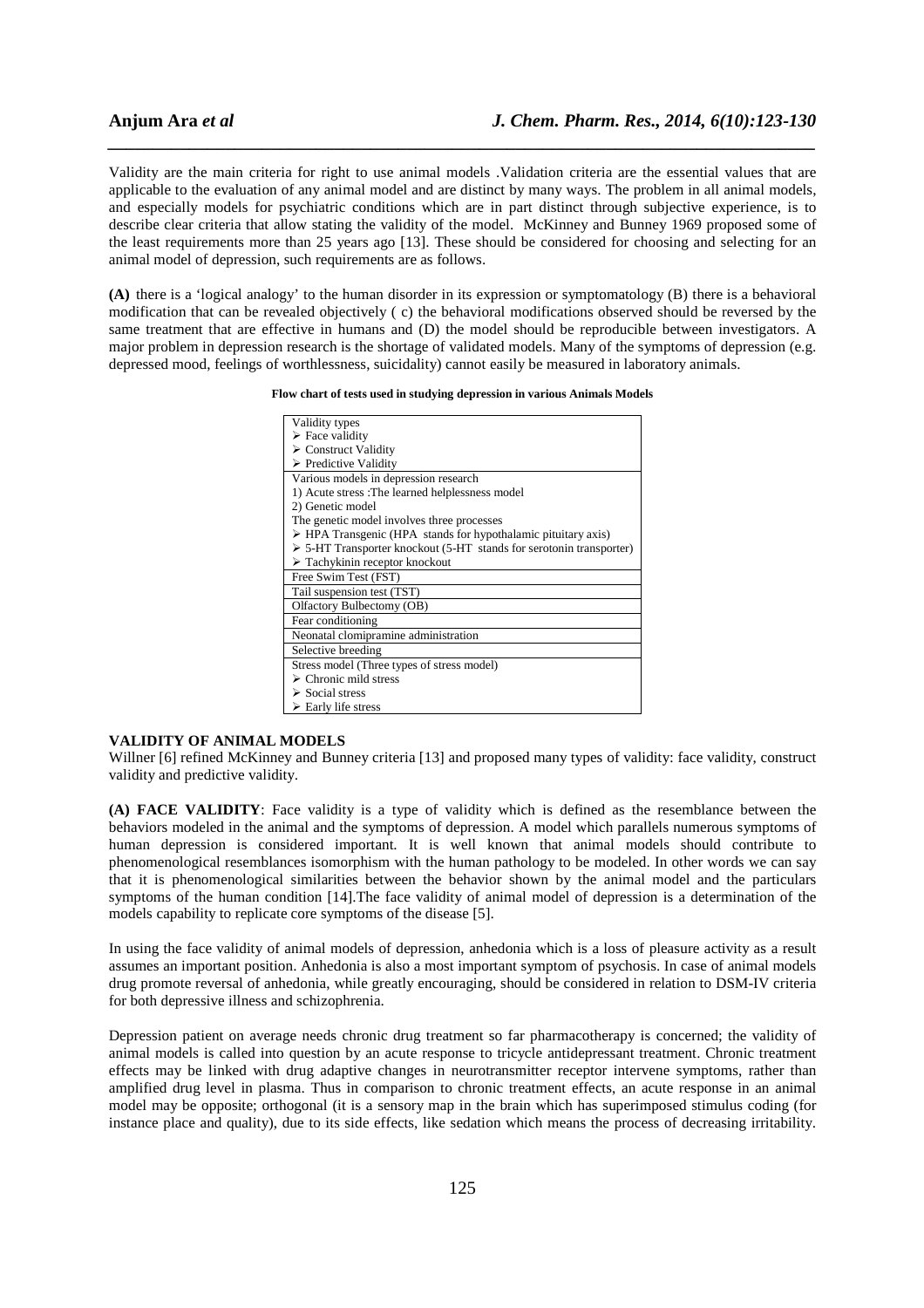Validity are the main criteria for right to use animal models .Validation criteria are the essential values that are applicable to the evaluation of any animal model and are distinct by many ways. The problem in all animal models, and especially models for psychiatric conditions which are in part distinct through subjective experience, is to describe clear criteria that allow stating the validity of the model. McKinney and Bunney 1969 proposed some of the least requirements more than 25 years ago [13]. These should be considered for choosing and selecting for an animal model of depression, such requirements are as follows.

**(A)** there is a 'logical analogy' to the human disorder in its expression or symptomatology (B) there is a behavioral modification that can be revealed objectively ( c) the behavioral modifications observed should be reversed by the same treatment that are effective in humans and (D) the model should be reproducible between investigators. A major problem in depression research is the shortage of validated models. Many of the symptoms of depression (e.g. depressed mood, feelings of worthlessness, suicidality) cannot easily be measured in laboratory animals.

**Flow chart of tests used in studying depression in various Animals Models**

| |
|---|
| Validity types<br>➢ Face validity<br>➢ Construct Validity<br>➢ Predictive Validity |
| Various models in depression research<br>1) Acute stress :The learned helplessness model<br>2) Genetic model<br>The genetic model involves three processes<br>➢ HPA Transgenic (HPA stands for hypothalamic pituitary axis)<br>➢ 5-HT Transporter knockout (5-HT stands for serotonin transporter)<br>➢ Tachykinin receptor knockout |
| Free Swim Test (FST) |
| Tail suspension test (TST) |
| Olfactory Bulbectomy (OB) |
| Fear conditioning |
| Neonatal clomipramine administration |
| Selective breeding |
| Stress model (Three types of stress model)<br>➢ Chronic mild stress<br>➢ Social stress<br>➢ Early life stress |

## VALIDITY OF ANIMAL MODELS

Willner [6] refined McKinney and Bunney criteria [13] and proposed many types of validity: face validity, construct validity and predictive validity.

**(A) FACE VALIDITY**: Face validity is a type of validity which is defined as the resemblance between the behaviors modeled in the animal and the symptoms of depression. A model which parallels numerous symptoms of human depression is considered important. It is well known that animal models should contribute to phenomenological resemblances isomorphism with the human pathology to be modeled. In other words we can say that it is phenomenological similarities between the behavior shown by the animal model and the particulars symptoms of the human condition [14].The face validity of animal model of depression is a determination of the models capability to replicate core symptoms of the disease [5].

In using the face validity of animal models of depression, anhedonia which is a loss of pleasure activity as a result assumes an important position. Anhedonia is also a most important symptom of psychosis. In case of animal models drug promote reversal of anhedonia, while greatly encouraging, should be considered in relation to DSM-IV criteria for both depressive illness and schizophrenia.

Depression patient on average needs chronic drug treatment so far pharmacotherapy is concerned; the validity of animal models is called into question by an acute response to tricycle antidepressant treatment. Chronic treatment effects may be linked with drug adaptive changes in neurotransmitter receptor intervene symptoms, rather than amplified drug level in plasma. Thus in comparison to chronic treatment effects, an acute response in an animal model may be opposite; orthogonal (it is a sensory map in the brain which has superimposed stimulus coding (for instance place and quality), due to its side effects, like sedation which means the process of decreasing irritability.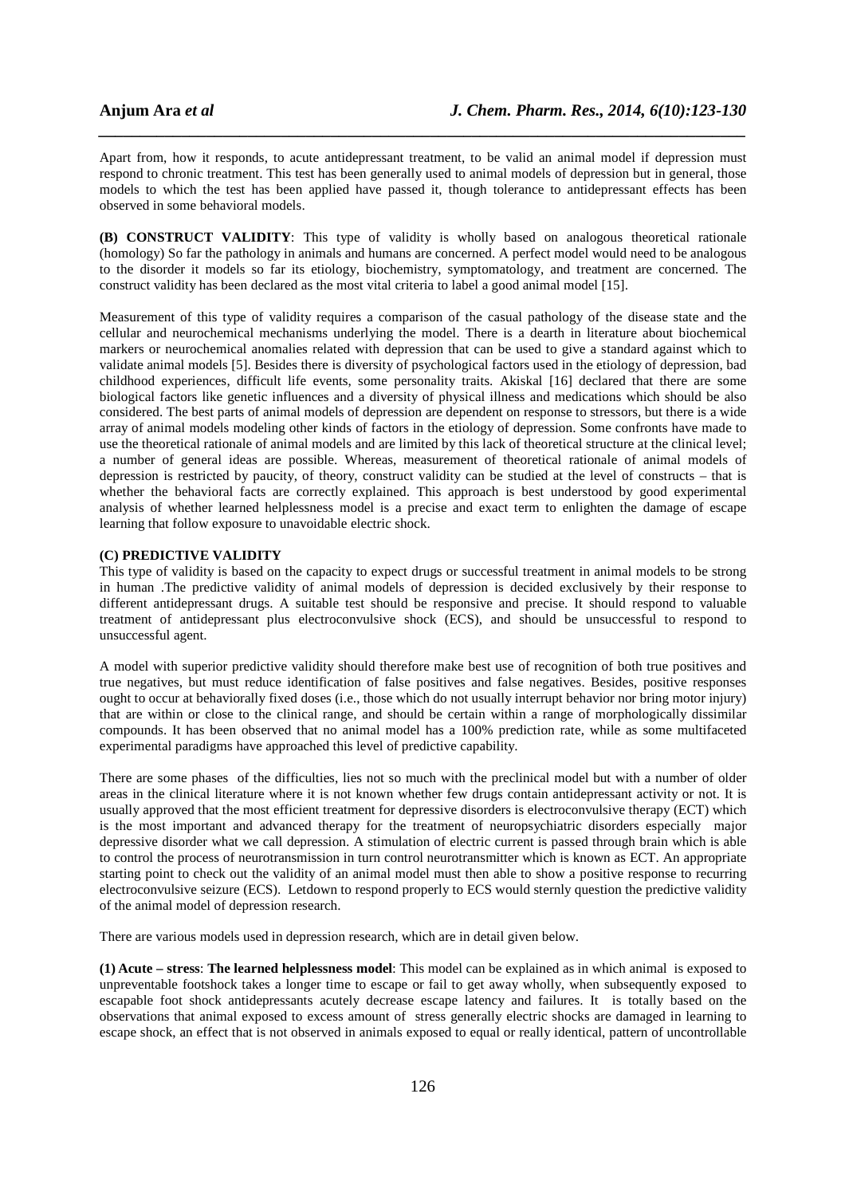Apart from, how it responds, to acute antidepressant treatment, to be valid an animal model if depression must respond to chronic treatment. This test has been generally used to animal models of depression but in general, those models to which the test has been applied have passed it, though tolerance to antidepressant effects has been observed in some behavioral models.

**(B) CONSTRUCT VALIDITY**: This type of validity is wholly based on analogous theoretical rationale (homology) So far the pathology in animals and humans are concerned. A perfect model would need to be analogous to the disorder it models so far its etiology, biochemistry, symptomatology, and treatment are concerned. The construct validity has been declared as the most vital criteria to label a good animal model [15].

Measurement of this type of validity requires a comparison of the casual pathology of the disease state and the cellular and neurochemical mechanisms underlying the model. There is a dearth in literature about biochemical markers or neurochemical anomalies related with depression that can be used to give a standard against which to validate animal models [5]. Besides there is diversity of psychological factors used in the etiology of depression, bad childhood experiences, difficult life events, some personality traits. Akiskal [16] declared that there are some biological factors like genetic influences and a diversity of physical illness and medications which should be also considered. The best parts of animal models of depression are dependent on response to stressors, but there is a wide array of animal models modeling other kinds of factors in the etiology of depression. Some confronts have made to use the theoretical rationale of animal models and are limited by this lack of theoretical structure at the clinical level; a number of general ideas are possible. Whereas, measurement of theoretical rationale of animal models of depression is restricted by paucity, of theory, construct validity can be studied at the level of constructs – that is whether the behavioral facts are correctly explained. This approach is best understood by good experimental analysis of whether learned helplessness model is a precise and exact term to enlighten the damage of escape learning that follow exposure to unavoidable electric shock.

**(C) PREDICTIVE VALIDITY**

This type of validity is based on the capacity to expect drugs or successful treatment in animal models to be strong in human .The predictive validity of animal models of depression is decided exclusively by their response to different antidepressant drugs. A suitable test should be responsive and precise. It should respond to valuable treatment of antidepressant plus electroconvulsive shock (ECS), and should be unsuccessful to respond to unsuccessful agent.

A model with superior predictive validity should therefore make best use of recognition of both true positives and true negatives, but must reduce identification of false positives and false negatives. Besides, positive responses ought to occur at behaviorally fixed doses (i.e., those which do not usually interrupt behavior nor bring motor injury) that are within or close to the clinical range, and should be certain within a range of morphologically dissimilar compounds. It has been observed that no animal model has a 100% prediction rate, while as some multifaceted experimental paradigms have approached this level of predictive capability.

There are some phases of the difficulties, lies not so much with the preclinical model but with a number of older areas in the clinical literature where it is not known whether few drugs contain antidepressant activity or not. It is usually approved that the most efficient treatment for depressive disorders is electroconvulsive therapy (ECT) which is the most important and advanced therapy for the treatment of neuropsychiatric disorders especially major depressive disorder what we call depression. A stimulation of electric current is passed through brain which is able to control the process of neurotransmission in turn control neurotransmitter which is known as ECT. An appropriate starting point to check out the validity of an animal model must then able to show a positive response to recurring electroconvulsive seizure (ECS). Letdown to respond properly to ECS would sternly question the predictive validity of the animal model of depression research.

There are various models used in depression research, which are in detail given below.

**(1) Acute – stress**: **The learned helplessness model**: This model can be explained as in which animal is exposed to unpreventable footshock takes a longer time to escape or fail to get away wholly, when subsequently exposed to escapable foot shock antidepressants acutely decrease escape latency and failures. It is totally based on the observations that animal exposed to excess amount of stress generally electric shocks are damaged in learning to escape shock, an effect that is not observed in animals exposed to equal or really identical, pattern of uncontrollable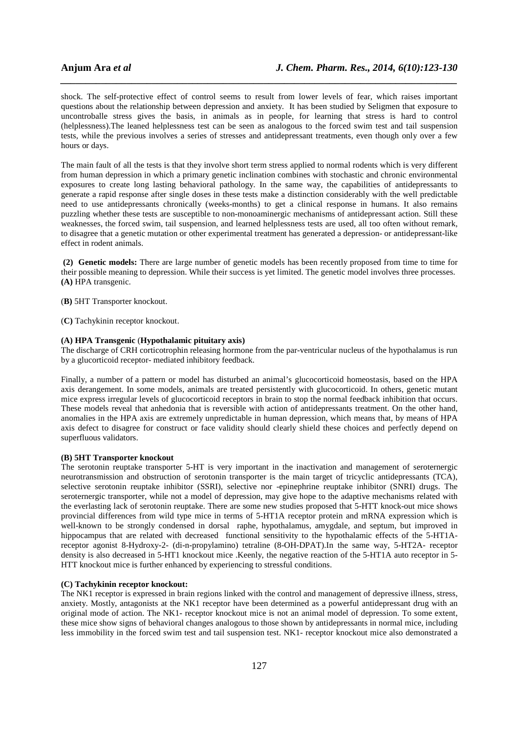shock. The self-protective effect of control seems to result from lower levels of fear, which raises important questions about the relationship between depression and anxiety. It has been studied by Seligmen that exposure to uncontroballe stress gives the basis, in animals as in people, for learning that stress is hard to control (helplessness).The leaned helplessness test can be seen as analogous to the forced swim test and tail suspension tests, while the previous involves a series of stresses and antidepressant treatments, even though only over a few hours or days.

The main fault of all the tests is that they involve short term stress applied to normal rodents which is very different from human depression in which a primary genetic inclination combines with stochastic and chronic environmental exposures to create long lasting behavioral pathology. In the same way, the capabilities of antidepressants to generate a rapid response after single doses in these tests make a distinction considerably with the well predictable need to use antidepressants chronically (weeks-months) to get a clinical response in humans. It also remains puzzling whether these tests are susceptible to non-monoaminergic mechanisms of antidepressant action. Still these weaknesses, the forced swim, tail suspension, and learned helplessness tests are used, all too often without remark, to disagree that a genetic mutation or other experimental treatment has generated a depression- or antidepressant-like effect in rodent animals.

**(2) Genetic models:** There are large number of genetic models has been recently proposed from time to time for their possible meaning to depression. While their success is yet limited. The genetic model involves three processes.
**(A)** HPA transgenic.

(**B)** 5HT Transporter knockout.

(**C)** Tachykinin receptor knockout.

**(A) HPA Transgenic** (**Hypothalamic pituitary axis)**
The discharge of CRH corticotrophin releasing hormone from the par-ventricular nucleus of the hypothalamus is run by a glucorticoid receptor- mediated inhibitory feedback.

Finally, a number of a pattern or model has disturbed an animal's glucocorticoid homeostasis, based on the HPA axis derangement. In some models, animals are treated persistently with glucocorticoid. In others, genetic mutant mice express irregular levels of glucocorticoid receptors in brain to stop the normal feedback inhibition that occurs. These models reveal that anhedonia that is reversible with action of antidepressants treatment. On the other hand, anomalies in the HPA axis are extremely unpredictable in human depression, which means that, by means of HPA axis defect to disagree for construct or face validity should clearly shield these choices and perfectly depend on superfluous validators.

**(B) 5HT Transporter knockout**
The serotonin reuptake transporter 5-HT is very important in the inactivation and management of seroternergic neurotransmission and obstruction of serotonin transporter is the main target of tricyclic antidepressants (TCA), selective serotonin reuptake inhibitor (SSRI), selective nor -epinephrine reuptake inhibitor (SNRI) drugs. The seroternergic transporter, while not a model of depression, may give hope to the adaptive mechanisms related with the everlasting lack of serotonin reuptake. There are some new studies proposed that 5-HTT knock-out mice shows provincial differences from wild type mice in terms of 5-HT1A receptor protein and mRNA expression which is well-known to be strongly condensed in dorsal raphe, hypothalamus, amygdale, and septum, but improved in hippocampus that are related with decreased functional sensitivity to the hypothalamic effects of the 5-HT1A-receptor agonist 8-Hydroxy-2- (di-n-propylamino) tetraline (8-OH-DPAT).In the same way, 5-HT2A- receptor density is also decreased in 5-HT1 knockout mice .Keenly, the negative reaction of the 5-HT1A auto receptor in 5-HTT knockout mice is further enhanced by experiencing to stressful conditions.

**(C) Tachykinin receptor knockout:**
The NK1 receptor is expressed in brain regions linked with the control and management of depressive illness, stress, anxiety. Mostly, antagonists at the NK1 receptor have been determined as a powerful antidepressant drug with an original mode of action. The NK1- receptor knockout mice is not an animal model of depression. To some extent, these mice show signs of behavioral changes analogous to those shown by antidepressants in normal mice, including less immobility in the forced swim test and tail suspension test. NK1- receptor knockout mice also demonstrated a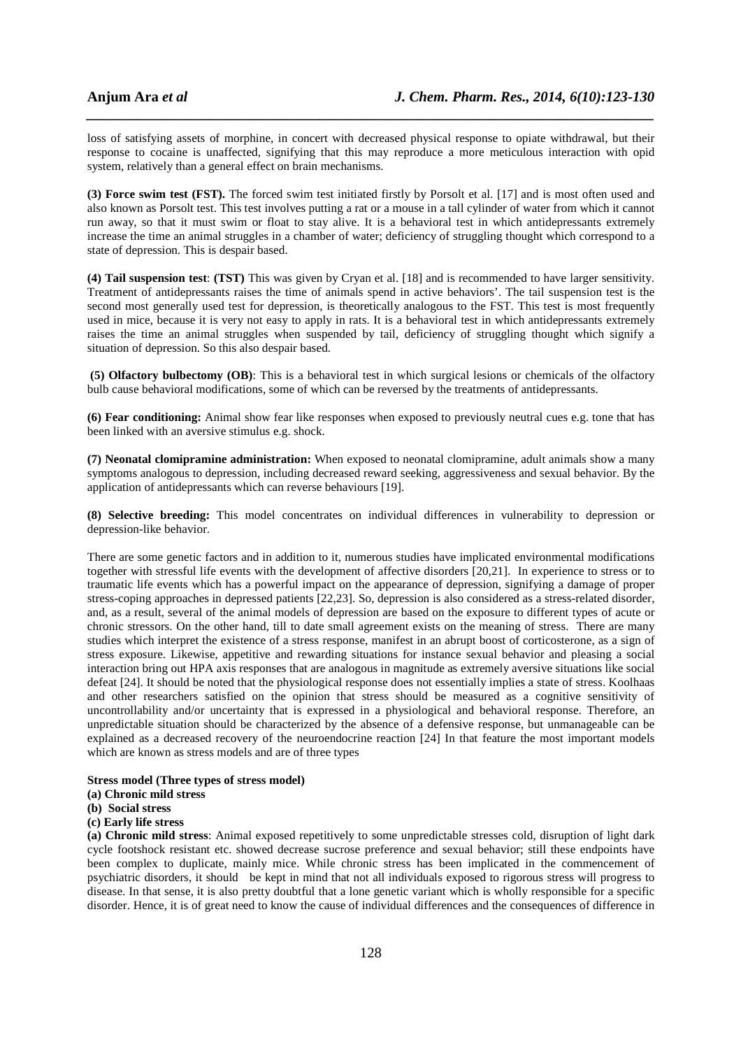loss of satisfying assets of morphine, in concert with decreased physical response to opiate withdrawal, but their response to cocaine is unaffected, signifying that this may reproduce a more meticulous interaction with opid system, relatively than a general effect on brain mechanisms.

**(3) Force swim test (FST).** The forced swim test initiated firstly by Porsolt et al. [17] and is most often used and also known as Porsolt test. This test involves putting a rat or a mouse in a tall cylinder of water from which it cannot run away, so that it must swim or float to stay alive. It is a behavioral test in which antidepressants extremely increase the time an animal struggles in a chamber of water; deficiency of struggling thought which correspond to a state of depression. This is despair based.

**(4) Tail suspension test**: **(TST)** This was given by Cryan et al. [18] and is recommended to have larger sensitivity. Treatment of antidepressants raises the time of animals spend in active behaviors'. The tail suspension test is the second most generally used test for depression, is theoretically analogous to the FST. This test is most frequently used in mice, because it is very not easy to apply in rats. It is a behavioral test in which antidepressants extremely raises the time an animal struggles when suspended by tail, deficiency of struggling thought which signify a situation of depression. So this also despair based.

**(5) Olfactory bulbectomy (OB)**: This is a behavioral test in which surgical lesions or chemicals of the olfactory bulb cause behavioral modifications, some of which can be reversed by the treatments of antidepressants.

**(6) Fear conditioning:** Animal show fear like responses when exposed to previously neutral cues e.g. tone that has been linked with an aversive stimulus e.g. shock.

**(7) Neonatal clomipramine administration:** When exposed to neonatal clomipramine, adult animals show a many symptoms analogous to depression, including decreased reward seeking, aggressiveness and sexual behavior. By the application of antidepressants which can reverse behaviours [19].

**(8) Selective breeding:** This model concentrates on individual differences in vulnerability to depression or depression-like behavior.

There are some genetic factors and in addition to it, numerous studies have implicated environmental modifications together with stressful life events with the development of affective disorders [20,21]. In experience to stress or to traumatic life events which has a powerful impact on the appearance of depression, signifying a damage of proper stress-coping approaches in depressed patients [22,23]. So, depression is also considered as a stress-related disorder, and, as a result, several of the animal models of depression are based on the exposure to different types of acute or chronic stressors. On the other hand, till to date small agreement exists on the meaning of stress. There are many studies which interpret the existence of a stress response, manifest in an abrupt boost of corticosterone, as a sign of stress exposure. Likewise, appetitive and rewarding situations for instance sexual behavior and pleasing a social interaction bring out HPA axis responses that are analogous in magnitude as extremely aversive situations like social defeat [24]. It should be noted that the physiological response does not essentially implies a state of stress. Koolhaas and other researchers satisfied on the opinion that stress should be measured as a cognitive sensitivity of uncontrollability and/or uncertainty that is expressed in a physiological and behavioral response. Therefore, an unpredictable situation should be characterized by the absence of a defensive response, but unmanageable can be explained as a decreased recovery of the neuroendocrine reaction [24] In that feature the most important models which are known as stress models and are of three types

**Stress model (Three types of stress model)**

**(a) Chronic mild stress**

**(b) Social stress**

**(c) Early life stress**

**(a) Chronic mild stress**: Animal exposed repetitively to some unpredictable stresses cold, disruption of light dark cycle footshock resistant etc. showed decrease sucrose preference and sexual behavior; still these endpoints have been complex to duplicate, mainly mice. While chronic stress has been implicated in the commencement of psychiatric disorders, it should be kept in mind that not all individuals exposed to rigorous stress will progress to disease. In that sense, it is also pretty doubtful that a lone genetic variant which is wholly responsible for a specific disorder. Hence, it is of great need to know the cause of individual differences and the consequences of difference in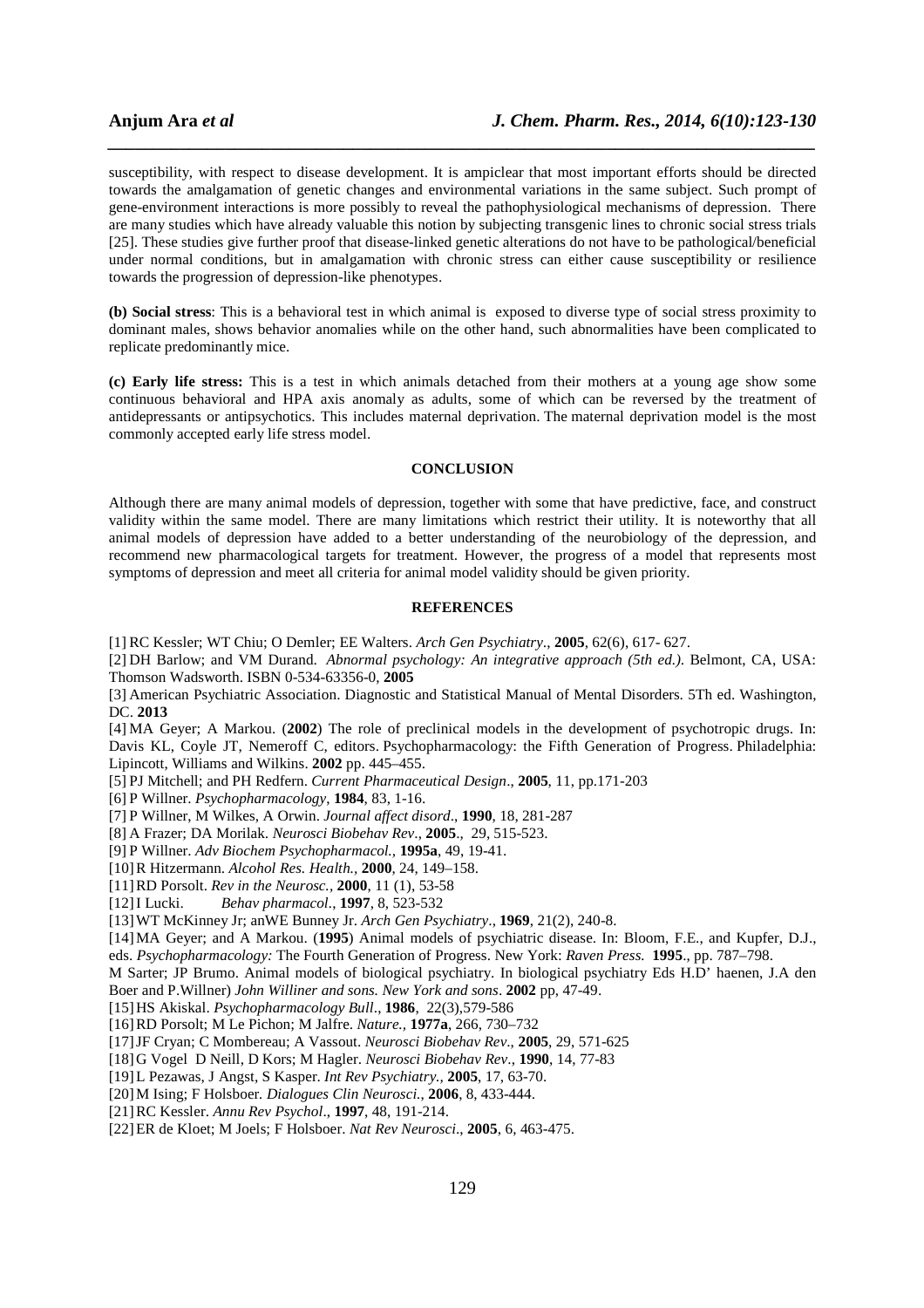susceptibility, with respect to disease development. It is ampiclear that most important efforts should be directed towards the amalgamation of genetic changes and environmental variations in the same subject. Such prompt of gene-environment interactions is more possibly to reveal the pathophysiological mechanisms of depression. There are many studies which have already valuable this notion by subjecting transgenic lines to chronic social stress trials [25]. These studies give further proof that disease-linked genetic alterations do not have to be pathological/beneficial under normal conditions, but in amalgamation with chronic stress can either cause susceptibility or resilience towards the progression of depression-like phenotypes.

**(b) Social stress**: This is a behavioral test in which animal is exposed to diverse type of social stress proximity to dominant males, shows behavior anomalies while on the other hand, such abnormalities have been complicated to replicate predominantly mice.

**(c) Early life stress:** This is a test in which animals detached from their mothers at a young age show some continuous behavioral and HPA axis anomaly as adults, some of which can be reversed by the treatment of antidepressants or antipsychotics. This includes maternal deprivation. The maternal deprivation model is the most commonly accepted early life stress model.

## CONCLUSION

Although there are many animal models of depression, together with some that have predictive, face, and construct validity within the same model. There are many limitations which restrict their utility. It is noteworthy that all animal models of depression have added to a better understanding of the neurobiology of the depression, and recommend new pharmacological targets for treatment. However, the progress of a model that represents most symptoms of depression and meet all criteria for animal model validity should be given priority.

## REFERENCES

[1] RC Kessler; WT Chiu; O Demler; EE Walters. *Arch Gen Psychiatry.*, **2005**, 62(6), 617- 627.

[2] DH Barlow; and VM Durand. *Abnormal psychology: An integrative approach (5th ed.)*. Belmont, CA, USA: Thomson Wadsworth. ISBN 0-534-63356-0, **2005**

[3] American Psychiatric Association. Diagnostic and Statistical Manual of Mental Disorders. 5Th ed. Washington, DC. **2013**

[4] MA Geyer; A Markou. (**2002**) The role of preclinical models in the development of psychotropic drugs. In: Davis KL, Coyle JT, Nemeroff C, editors. Psychopharmacology: the Fifth Generation of Progress. Philadelphia: Lipincott, Williams and Wilkins. **2002** pp. 445–455.

[5] PJ Mitchell; and PH Redfern. *Current Pharmaceutical Design*., **2005**, 11, pp.171-203

[6] P Willner. *Psychopharmacology*, **1984**, 83, 1-16.

[7] P Willner, M Wilkes, A Orwin. *Journal affect disord*., **1990**, 18, 281-287

[8] A Frazer; DA Morilak. *Neurosci Biobehav Rev*., **2005**., 29, 515-523.

[9] P Willner. *Adv Biochem Psychopharmacol.*, **1995a**, 49, 19-41.

[10] R Hitzermann. *Alcohol Res. Health.*, **2000**, 24, 149–158.

[11] RD Porsolt. *Rev in the Neurosc.*, **2000**, 11 (1), 53-58

[12] I Lucki. *Behav pharmacol*., **1997**, 8, 523-532

[13] WT McKinney Jr; anWE Bunney Jr. *Arch Gen Psychiatry*., **1969**, 21(2), 240-8.

[14] MA Geyer; and A Markou. (**1995**) Animal models of psychiatric disease. In: Bloom, F.E., and Kupfer, D.J., eds. *Psychopharmacology:* The Fourth Generation of Progress. New York: *Raven Press.* **1995**., pp. 787–798.

M Sarter; JP Brumo. Animal models of biological psychiatry. In biological psychiatry Eds H.D' haenen, J.A den Boer and P.Willner) *John Williner and sons. New York and sons*. **2002** pp, 47-49.

[15] HS Akiskal. *Psychopharmacology Bull*., **1986**, 22(3),579-586

[16] RD Porsolt; M Le Pichon; M Jalfre. *Nature.*, **1977a**, 266, 730–732

[17] JF Cryan; C Mombereau; A Vassout. *Neurosci Biobehav Rev*., **2005**, 29, 571-625

[18] G Vogel D Neill, D Kors; M Hagler. *Neurosci Biobehav Rev*., **1990**, 14, 77-83

[19] L Pezawas, J Angst, S Kasper. *Int Rev Psychiatry.*, **2005**, 17, 63-70.

[20] M Ising; F Holsboer. *Dialogues Clin Neurosci.*, **2006**, 8, 433-444.

[21] RC Kessler. *Annu Rev Psychol*., **1997**, 48, 191-214.

[22] ER de Kloet; M Joels; F Holsboer. *Nat Rev Neurosci*., **2005**, 6, 463-475.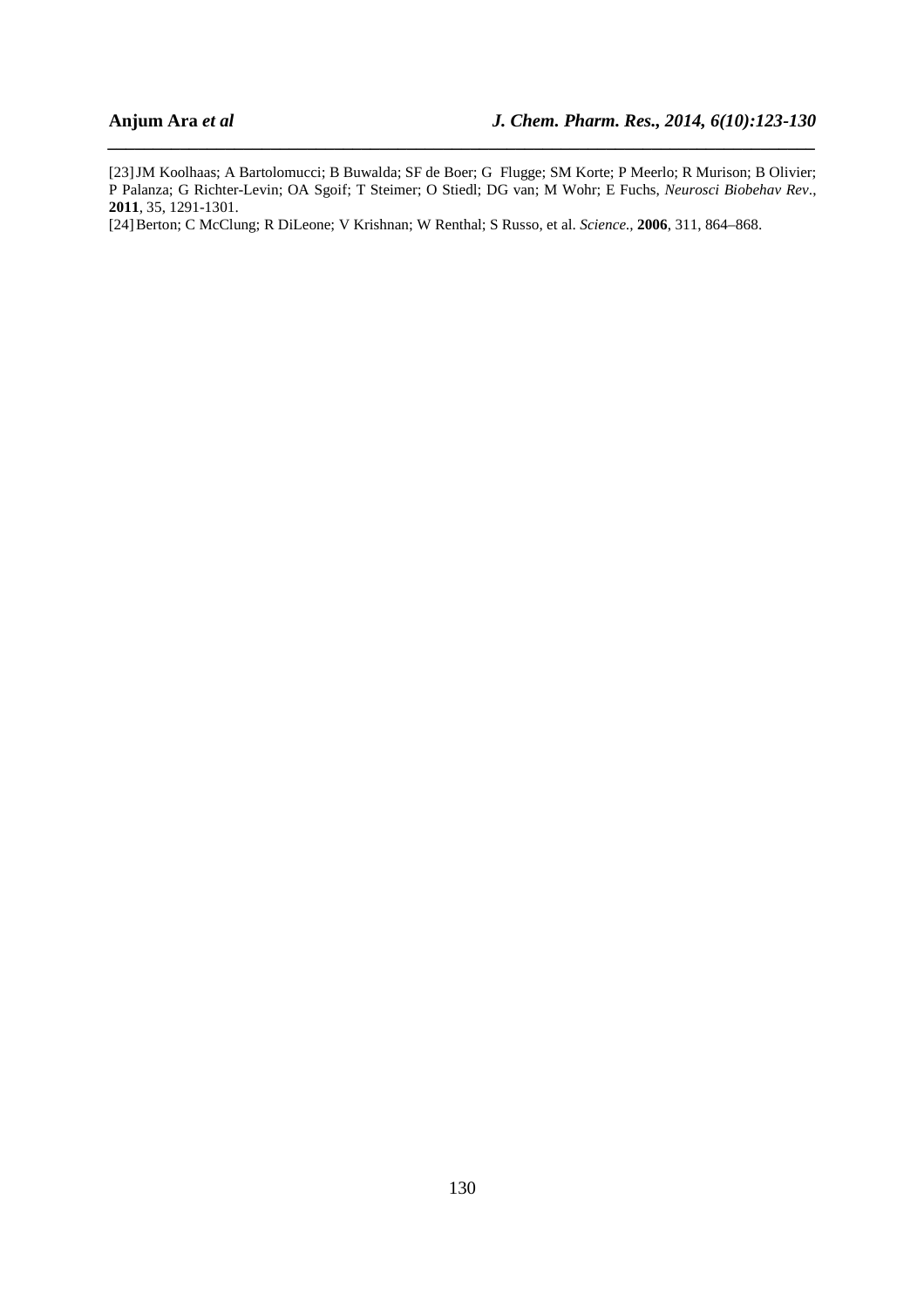[23] JM Koolhaas; A Bartolomucci; B Buwalda; SF de Boer; G Flugge; SM Korte; P Meerlo; R Murison; B Olivier; P Palanza; G Richter-Levin; OA Sgoif; T Steimer; O Stiedl; DG van; M Wohr; E Fuchs, *Neurosci Biobehav Rev*., **2011**, 35, 1291-1301.

[24] Berton; C McClung; R DiLeone; V Krishnan; W Renthal; S Russo, et al. *Science.*, **2006**, 311, 864–868.